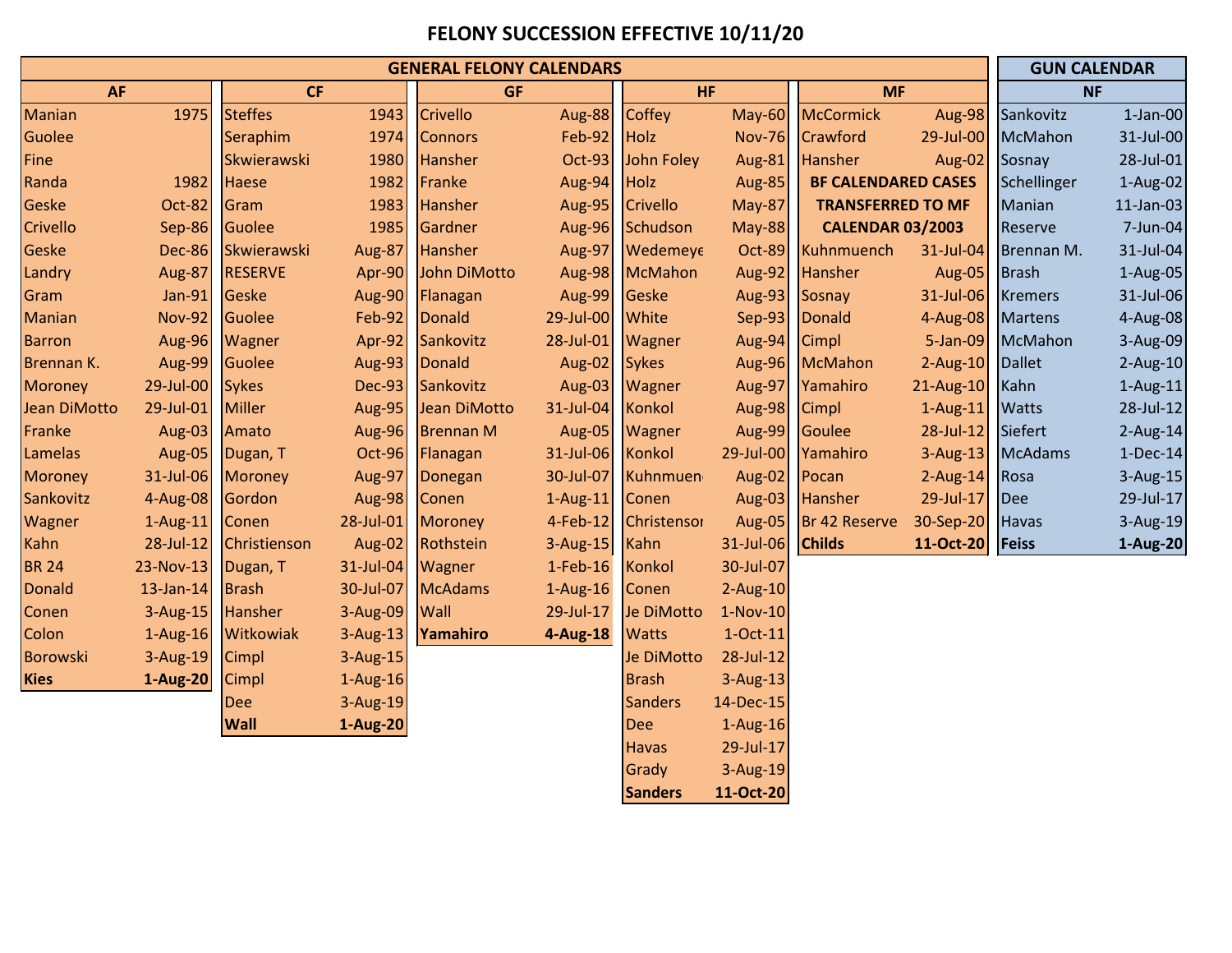# FELONY SUCCESSION EFFECTIVE 10/11/20

## GENERAL FELONY CALENDARS

### AF

| Name | Date |
|---|---|
| Manian | 1975 |
| Guolee | |
| Fine | |
| Randa | 1982 |
| Geske | Oct-82 |
| Crivello | Sep-86 |
| Geske | Dec-86 |
| Landry | Aug-87 |
| Gram | Jan-91 |
| Manian | Nov-92 |
| Barron | Aug-96 |
| Brennan K. | Aug-99 |
| Moroney | 29-Jul-00 |
| Jean DiMotto | 29-Jul-01 |
| Franke | Aug-03 |
| Lamelas | Aug-05 |
| Moroney | 31-Jul-06 |
| Sankovitz | 4-Aug-08 |
| Wagner | 1-Aug-11 |
| Kahn | 28-Jul-12 |
| BR 24 | 23-Nov-13 |
| Donald | 13-Jan-14 |
| Conen | 3-Aug-15 |
| Colon | 1-Aug-16 |
| Borowski | 3-Aug-19 |
| **Kies** | **1-Aug-20** |

### CF

| Name | Date |
|---|---|
| Steffes | 1943 |
| Seraphim | 1974 |
| Skwierawski | 1980 |
| Haese | 1982 |
| Gram | 1983 |
| Guolee | 1985 |
| Skwierawski | Aug-87 |
| RESERVE | Apr-90 |
| Geske | Aug-90 |
| Guolee | Feb-92 |
| Wagner | Apr-92 |
| Guolee | Aug-93 |
| Sykes | Dec-93 |
| Miller | Aug-95 |
| Amato | Aug-96 |
| Dugan, T | Oct-96 |
| Moroney | Aug-97 |
| Gordon | Aug-98 |
| Conen | 28-Jul-01 |
| Christienson | Aug-02 |
| Dugan, T | 31-Jul-04 |
| Brash | 30-Jul-07 |
| Hansher | 3-Aug-09 |
| Witkowiak | 3-Aug-13 |
| Cimpl | 3-Aug-15 |
| Cimpl | 1-Aug-16 |
| Dee | 3-Aug-19 |
| **Wall** | **1-Aug-20** |

### GF

| Name | Date |
|---|---|
| Crivello | Aug-88 |
| Connors | Feb-92 |
| Hansher | Oct-93 |
| Franke | Aug-94 |
| Hansher | Aug-95 |
| Gardner | Aug-96 |
| Hansher | Aug-97 |
| John DiMotto | Aug-98 |
| Flanagan | Aug-99 |
| Donald | 29-Jul-00 |
| Sankovitz | 28-Jul-01 |
| Donald | Aug-02 |
| Sankovitz | Aug-03 |
| Jean DiMotto | 31-Jul-04 |
| Brennan M | Aug-05 |
| Flanagan | 31-Jul-06 |
| Donegan | 30-Jul-07 |
| Conen | 1-Aug-11 |
| Moroney | 4-Feb-12 |
| Rothstein | 3-Aug-15 |
| Wagner | 1-Feb-16 |
| McAdams | 1-Aug-16 |
| Wall | 29-Jul-17 |
| **Yamahiro** | **4-Aug-18** |

### HF

| Name | Date |
|---|---|
| Coffey | May-60 |
| Holz | Nov-76 |
| John Foley | Aug-81 |
| Holz | Aug-85 |
| Crivello | May-87 |
| Schudson | May-88 |
| Wedemeye | Oct-89 |
| McMahon | Aug-92 |
| Geske | Aug-93 |
| White | Sep-93 |
| Wagner | Aug-94 |
| Sykes | Aug-96 |
| Wagner | Aug-97 |
| Konkol | Aug-98 |
| Wagner | Aug-99 |
| Konkol | 29-Jul-00 |
| Kuhnmuen | Aug-02 |
| Conen | Aug-03 |
| Christensor | Aug-05 |
| Kahn | 31-Jul-06 |
| Konkol | 30-Jul-07 |
| Conen | 2-Aug-10 |
| Je DiMotto | 1-Nov-10 |
| Watts | 1-Oct-11 |
| Je DiMotto | 28-Jul-12 |
| Brash | 3-Aug-13 |
| Sanders | 14-Dec-15 |
| Dee | 1-Aug-16 |
| Havas | 29-Jul-17 |
| Grady | 3-Aug-19 |
| **Sanders** | **11-Oct-20** |

### MF

| Name | Date |
|---|---|
| McCormick | Aug-98 |
| Crawford | 29-Jul-00 |
| Hansher | Aug-02 |
| **BF CALENDARED CASES TRANSFERRED TO MF CALENDAR 03/2003** | |
| Kuhnmuench | 31-Jul-04 |
| Hansher | Aug-05 |
| Sosnay | 31-Jul-06 |
| Donald | 4-Aug-08 |
| Cimpl | 5-Jan-09 |
| McMahon | 2-Aug-10 |
| Yamahiro | 21-Aug-10 |
| Cimpl | 1-Aug-11 |
| Goulee | 28-Jul-12 |
| Yamahiro | 3-Aug-13 |
| Pocan | 2-Aug-14 |
| Hansher | 29-Jul-17 |
| Br 42 Reserve | 30-Sep-20 |
| **Childs** | **11-Oct-20** |

## GUN CALENDAR

### NF

| Name | Date |
|---|---|
| Sankovitz | 1-Jan-00 |
| McMahon | 31-Jul-00 |
| Sosnay | 28-Jul-01 |
| Schellinger | 1-Aug-02 |
| Manian | 11-Jan-03 |
| Reserve | 7-Jun-04 |
| Brennan M. | 31-Jul-04 |
| Brash | 1-Aug-05 |
| Kremers | 31-Jul-06 |
| Martens | 4-Aug-08 |
| McMahon | 3-Aug-09 |
| Dallet | 2-Aug-10 |
| Kahn | 1-Aug-11 |
| Watts | 28-Jul-12 |
| Siefert | 2-Aug-14 |
| McAdams | 1-Dec-14 |
| Rosa | 3-Aug-15 |
| Dee | 29-Jul-17 |
| Havas | 3-Aug-19 |
| **Feiss** | **1-Aug-20** |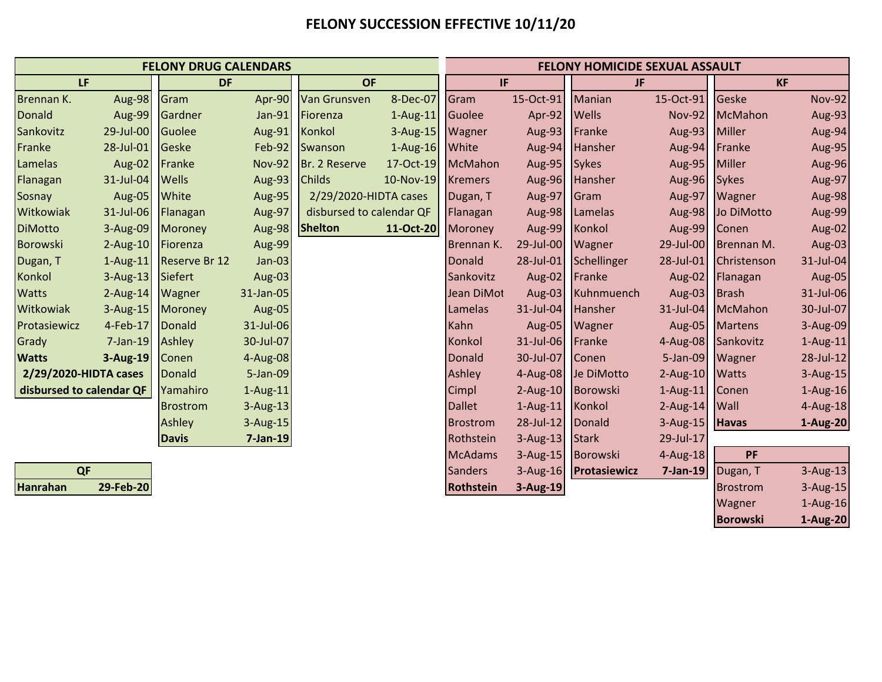# FELONY SUCCESSION EFFECTIVE 10/11/20

## FELONY DRUG CALENDARS

| LF | | DF | | OF | |
|---|---|---|---|---|---|
| Brennan K. | Aug-98 | Gram | Apr-90 | Van Grunsven | 8-Dec-07 |
| Donald | Aug-99 | Gardner | Jan-91 | Fiorenza | 1-Aug-11 |
| Sankovitz | 29-Jul-00 | Guolee | Aug-91 | Konkol | 3-Aug-15 |
| Franke | 28-Jul-01 | Geske | Feb-92 | Swanson | 1-Aug-16 |
| Lamelas | Aug-02 | Franke | Nov-92 | Br. 2 Reserve | 17-Oct-19 |
| Flanagan | 31-Jul-04 | Wells | Aug-93 | Childs | 10-Nov-19 |
| Sosnay | Aug-05 | White | Aug-95 | 2/29/2020-HIDTA cases | |
| Witkowiak | 31-Jul-06 | Flanagan | Aug-97 | disbursed to calendar QF | |
| DiMotto | 3-Aug-09 | Moroney | Aug-98 | **Shelton** | **11-Oct-20** |
| Borowski | 2-Aug-10 | Fiorenza | Aug-99 | | |
| Dugan, T | 1-Aug-11 | Reserve Br 12 | Jan-03 | | |
| Konkol | 3-Aug-13 | Siefert | Aug-03 | | |
| Watts | 2-Aug-14 | Wagner | 31-Jan-05 | | |
| Witkowiak | 3-Aug-15 | Moroney | Aug-05 | | |
| Protasiewicz | 4-Feb-17 | Donald | 31-Jul-06 | | |
| Grady | 7-Jan-19 | Ashley | 30-Jul-07 | | |
| **Watts** | **3-Aug-19** | Conen | 4-Aug-08 | | |
| **2/29/2020-HIDTA cases** | | Donald | 5-Jan-09 | | |
| **disbursed to calendar QF** | | Yamahiro | 1-Aug-11 | | |
| | | Brostrom | 3-Aug-13 | | |
| | | Ashley | 3-Aug-15 | | |
| | | **Davis** | **7-Jan-19** | | |

| QF | |
|---|---|
| **Hanrahan** | **29-Feb-20** |

## FELONY HOMICIDE SEXUAL ASSAULT

| IF | | JF | | KF | |
|---|---|---|---|---|---|
| Gram | 15-Oct-91 | Manian | 15-Oct-91 | Geske | Nov-92 |
| Guolee | Apr-92 | Wells | Nov-92 | McMahon | Aug-93 |
| Wagner | Aug-93 | Franke | Aug-93 | Miller | Aug-94 |
| White | Aug-94 | Hansher | Aug-94 | Franke | Aug-95 |
| McMahon | Aug-95 | Sykes | Aug-95 | Miller | Aug-96 |
| Kremers | Aug-96 | Hansher | Aug-96 | Sykes | Aug-97 |
| Dugan, T | Aug-97 | Gram | Aug-97 | Wagner | Aug-98 |
| Flanagan | Aug-98 | Lamelas | Aug-98 | Jo DiMotto | Aug-99 |
| Moroney | Aug-99 | Konkol | Aug-99 | Conen | Aug-02 |
| Brennan K. | 29-Jul-00 | Wagner | 29-Jul-00 | Brennan M. | Aug-03 |
| Donald | 28-Jul-01 | Schellinger | 28-Jul-01 | Christenson | 31-Jul-04 |
| Sankovitz | Aug-02 | Franke | Aug-02 | Flanagan | Aug-05 |
| Jean DiMot | Aug-03 | Kuhnmuench | Aug-03 | Brash | 31-Jul-06 |
| Lamelas | 31-Jul-04 | Hansher | 31-Jul-04 | McMahon | 30-Jul-07 |
| Kahn | Aug-05 | Wagner | Aug-05 | Martens | 3-Aug-09 |
| Konkol | 31-Jul-06 | Franke | 4-Aug-08 | Sankovitz | 1-Aug-11 |
| Donald | 30-Jul-07 | Conen | 5-Jan-09 | Wagner | 28-Jul-12 |
| Ashley | 4-Aug-08 | Je DiMotto | 2-Aug-10 | Watts | 3-Aug-15 |
| Cimpl | 2-Aug-10 | Borowski | 1-Aug-11 | Conen | 1-Aug-16 |
| Dallet | 1-Aug-11 | Konkol | 2-Aug-14 | Wall | 4-Aug-18 |
| Brostrom | 28-Jul-12 | Donald | 3-Aug-15 | **Havas** | **1-Aug-20** |
| Rothstein | 3-Aug-13 | Stark | 29-Jul-17 | | |
| McAdams | 3-Aug-15 | Borowski | 4-Aug-18 | | |
| Sanders | 3-Aug-16 | **Protasiewicz** | **7-Jan-19** | | |
| **Rothstein** | **3-Aug-19** | | | | |

| PF | |
|---|---|
| Dugan, T | 3-Aug-13 |
| Brostrom | 3-Aug-15 |
| Wagner | 1-Aug-16 |
| **Borowski** | **1-Aug-20** |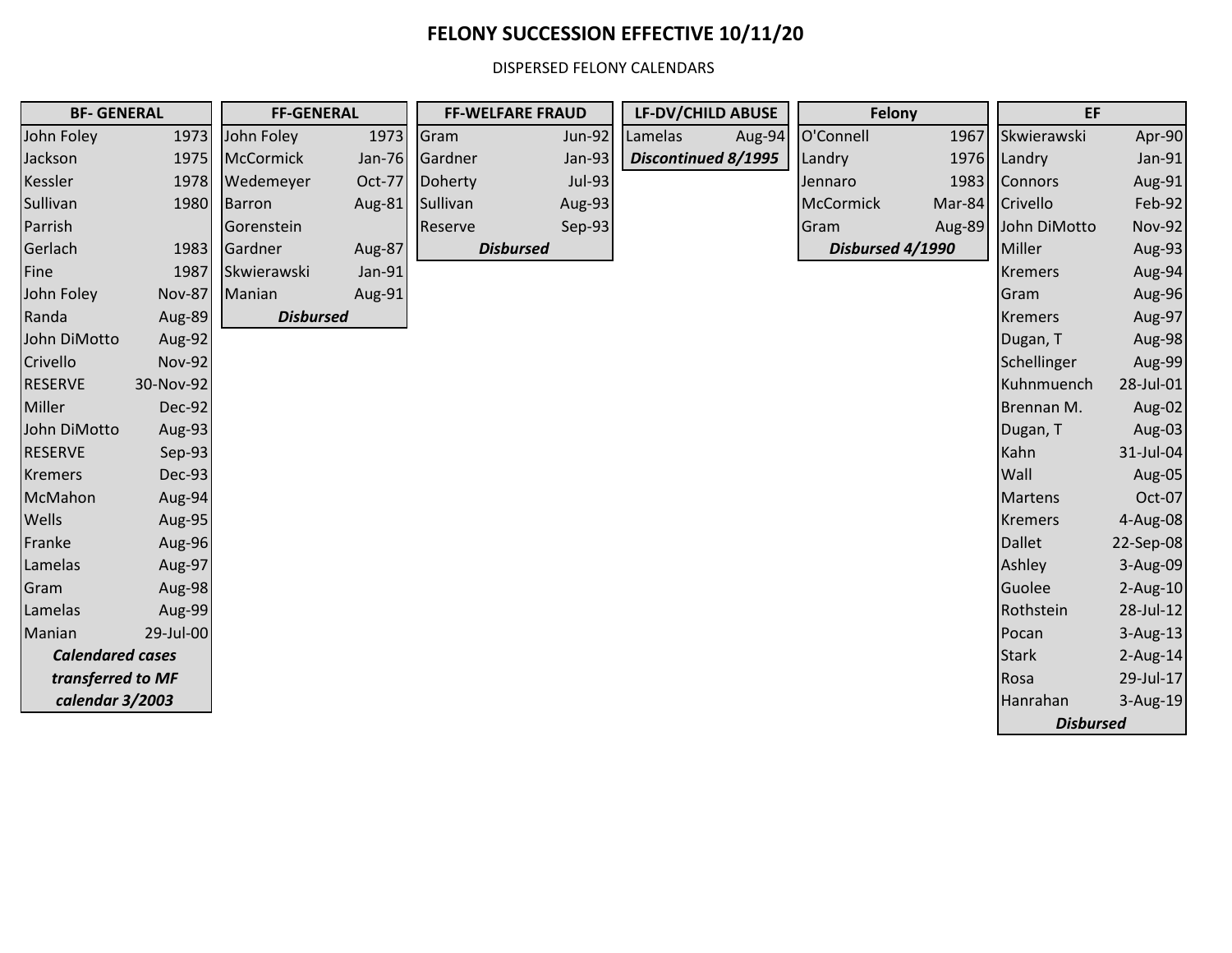# FELONY SUCCESSION EFFECTIVE 10/11/20

DISPERSED FELONY CALENDARS

| BF- GENERAL | |
|---|---|
| John Foley | 1973 |
| Jackson | 1975 |
| Kessler | 1978 |
| Sullivan | 1980 |
| Parrish | |
| Gerlach | 1983 |
| Fine | 1987 |
| John Foley | Nov-87 |
| Randa | Aug-89 |
| John DiMotto | Aug-92 |
| Crivello | Nov-92 |
| RESERVE | 30-Nov-92 |
| Miller | Dec-92 |
| John DiMotto | Aug-93 |
| RESERVE | Sep-93 |
| Kremers | Dec-93 |
| McMahon | Aug-94 |
| Wells | Aug-95 |
| Franke | Aug-96 |
| Lamelas | Aug-97 |
| Gram | Aug-98 |
| Lamelas | Aug-99 |
| Manian | 29-Jul-00 |
| ***Calendared cases transferred to MF calendar 3/2003*** | |

| FF-GENERAL | |
|---|---|
| John Foley | 1973 |
| McCormick | Jan-76 |
| Wedemeyer | Oct-77 |
| Barron | Aug-81 |
| Gorenstein | |
| Gardner | Aug-87 |
| Skwierawski | Jan-91 |
| Manian | Aug-91 |
| ***Disbursed*** | |

| FF-WELFARE FRAUD | |
|---|---|
| Gram | Jun-92 |
| Gardner | Jan-93 |
| Doherty | Jul-93 |
| Sullivan | Aug-93 |
| Reserve | Sep-93 |
| ***Disbursed*** | |

| LF-DV/CHILD ABUSE | |
|---|---|
| Lamelas | Aug-94 |
| ***Discontinued 8/1995*** | |

| Felony | |
|---|---|
| O'Connell | 1967 |
| Landry | 1976 |
| Jennaro | 1983 |
| McCormick | Mar-84 |
| Gram | Aug-89 |
| ***Disbursed 4/1990*** | |

| EF | |
|---|---|
| Skwierawski | Apr-90 |
| Landry | Jan-91 |
| Connors | Aug-91 |
| Crivello | Feb-92 |
| John DiMotto | Nov-92 |
| Miller | Aug-93 |
| Kremers | Aug-94 |
| Gram | Aug-96 |
| Kremers | Aug-97 |
| Dugan, T | Aug-98 |
| Schellinger | Aug-99 |
| Kuhnmuench | 28-Jul-01 |
| Brennan M. | Aug-02 |
| Dugan, T | Aug-03 |
| Kahn | 31-Jul-04 |
| Wall | Aug-05 |
| Martens | Oct-07 |
| Kremers | 4-Aug-08 |
| Dallet | 22-Sep-08 |
| Ashley | 3-Aug-09 |
| Guolee | 2-Aug-10 |
| Rothstein | 28-Jul-12 |
| Pocan | 3-Aug-13 |
| Stark | 2-Aug-14 |
| Rosa | 29-Jul-17 |
| Hanrahan | 3-Aug-19 |
| ***Disbursed*** | |